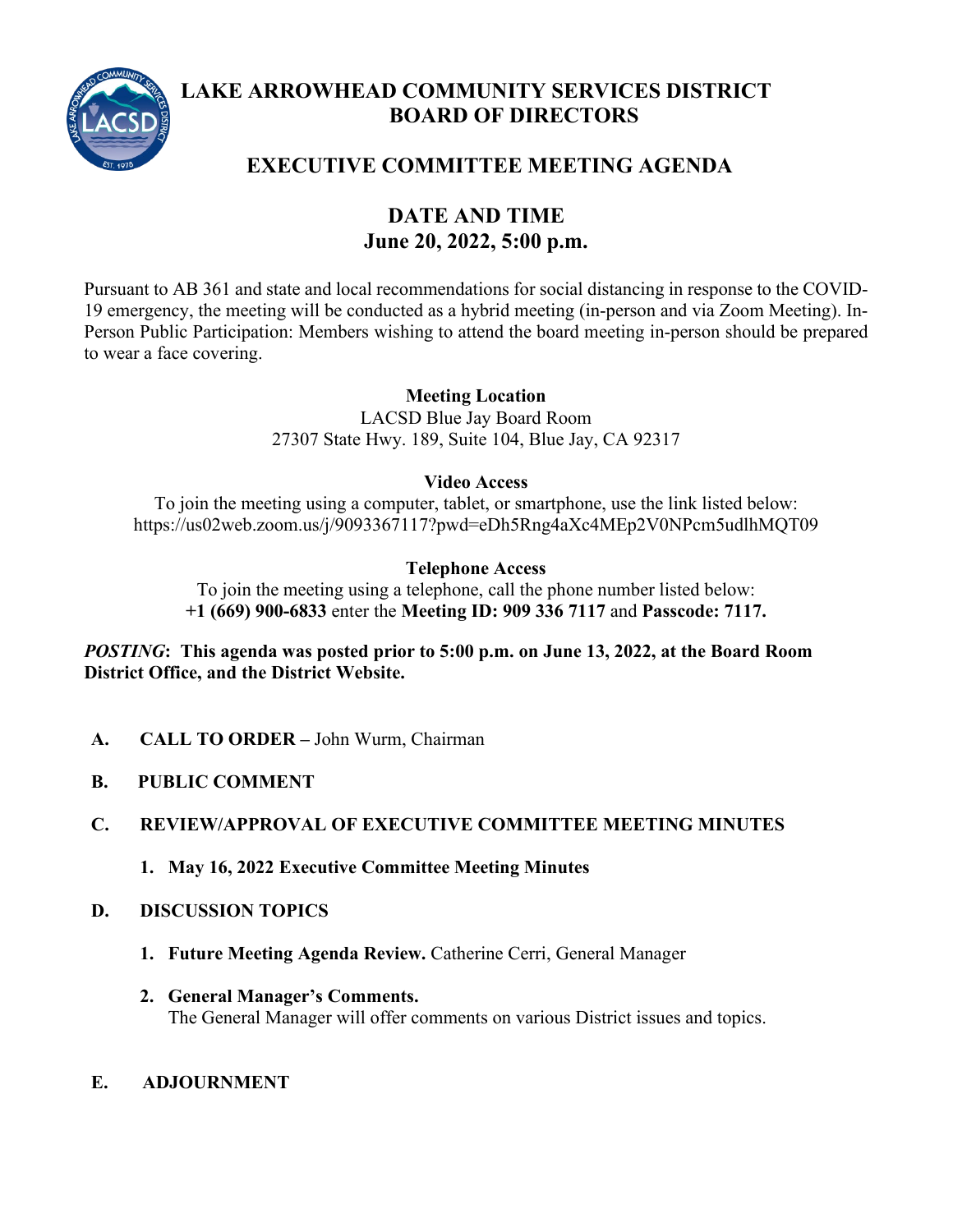# LAKE ARROWHEAD COMMUNITY SERVICES DISTRICT BOARD OF DIRECTORS

## EXECUTIVE COMMITTEE MEETING AGENDA

## DATE AND TIME
## June 20, 2022, 5:00 p.m.

Pursuant to AB 361 and state and local recommendations for social distancing in response to the COVID-19 emergency, the meeting will be conducted as a hybrid meeting (in-person and via Zoom Meeting). In-Person Public Participation: Members wishing to attend the board meeting in-person should be prepared to wear a face covering.

**Meeting Location**
LACSD Blue Jay Board Room
27307 State Hwy. 189, Suite 104, Blue Jay, CA 92317

**Video Access**
To join the meeting using a computer, tablet, or smartphone, use the link listed below:
https://us02web.zoom.us/j/9093367117?pwd=eDh5Rng4aXc4MEp2V0NPcm5udlhMQT09

**Telephone Access**
To join the meeting using a telephone, call the phone number listed below:
**+1 (669) 900-6833** enter the **Meeting ID: 909 336 7117** and **Passcode: 7117.**

***POSTING*: This agenda was posted prior to 5:00 p.m. on June 13, 2022, at the Board Room District Office, and the District Website.**

**A. CALL TO ORDER** – John Wurm, Chairman

**B. PUBLIC COMMENT**

**C. REVIEW/APPROVAL OF EXECUTIVE COMMITTEE MEETING MINUTES**

1. **May 16, 2022 Executive Committee Meeting Minutes**

**D. DISCUSSION TOPICS**

1. **Future Meeting Agenda Review.** Catherine Cerri, General Manager
2. **General Manager's Comments.**
   The General Manager will offer comments on various District issues and topics.

**E. ADJOURNMENT**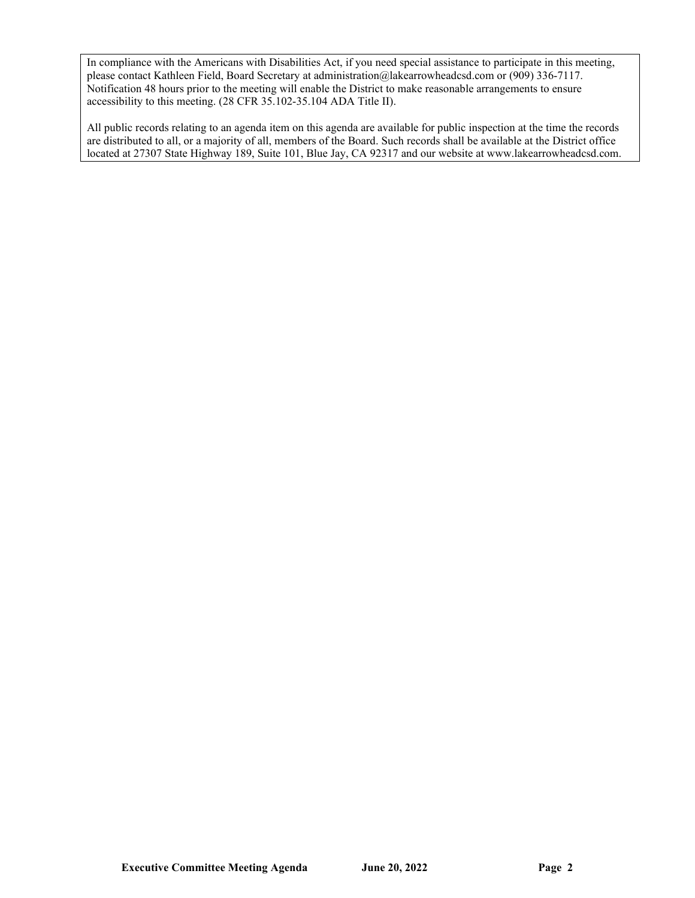In compliance with the Americans with Disabilities Act, if you need special assistance to participate in this meeting, please contact Kathleen Field, Board Secretary at administration@lakearrowheadcsd.com or (909) 336-7117. Notification 48 hours prior to the meeting will enable the District to make reasonable arrangements to ensure accessibility to this meeting. (28 CFR 35.102-35.104 ADA Title II).

All public records relating to an agenda item on this agenda are available for public inspection at the time the records are distributed to all, or a majority of all, members of the Board. Such records shall be available at the District office located at 27307 State Highway 189, Suite 101, Blue Jay, CA 92317 and our website at www.lakearrowheadcsd.com.